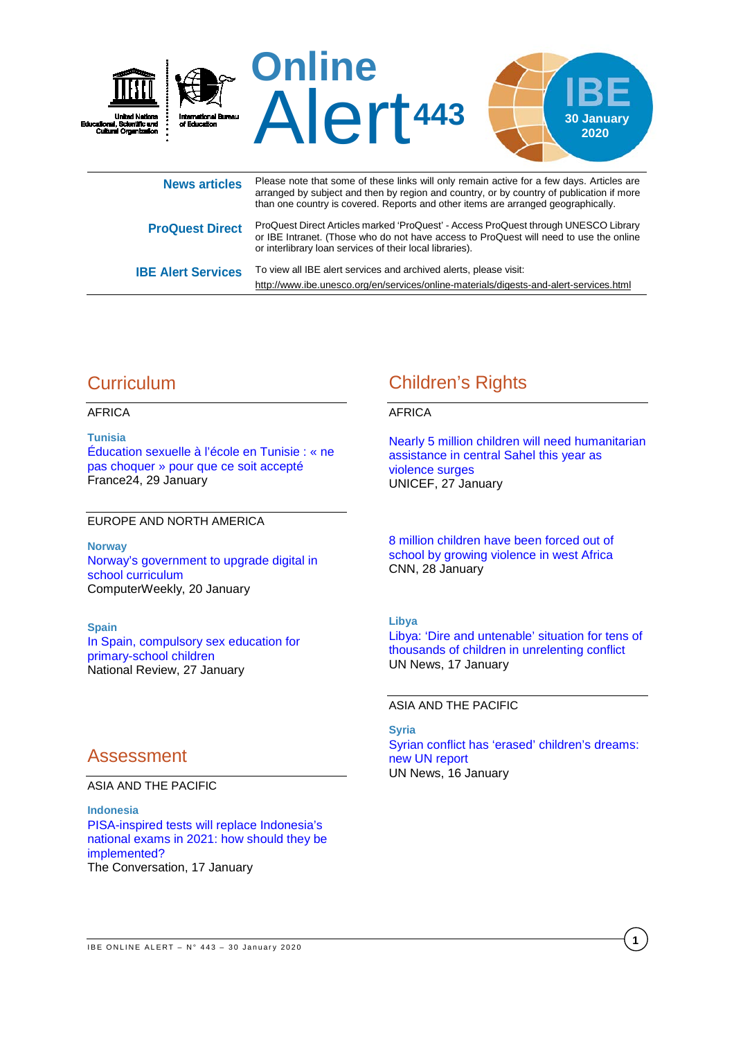# Online Alert 443

**IBE**
**30 January 2020**

United Nations Educational, Scientific and Cultural Organization

International Bureau of Education

| | |
|---|---|
| **News articles** | Please note that some of these links will only remain active for a few days. Articles are arranged by subject and then by region and country, or by country of publication if more than one country is covered. Reports and other items are arranged geographically. |
| **ProQuest Direct** | ProQuest Direct Articles marked 'ProQuest' - Access ProQuest through UNESCO Library or IBE Intranet. (Those who do not have access to ProQuest will need to use the online or interlibrary loan services of their local libraries). |
| **IBE Alert Services** | To view all IBE alert services and archived alerts, please visit: http://www.ibe.unesco.org/en/services/online-materials/digests-and-alert-services.html |

## Curriculum

AFRICA

**Tunisia**
Éducation sexuelle à l'école en Tunisie : « ne pas choquer » pour que ce soit accepté
France24, 29 January

EUROPE AND NORTH AMERICA

**Norway**
Norway's government to upgrade digital in school curriculum
ComputerWeekly, 20 January

**Spain**
In Spain, compulsory sex education for primary-school children
National Review, 27 January

## Assessment

ASIA AND THE PACIFIC

**Indonesia**
PISA-inspired tests will replace Indonesia's national exams in 2021: how should they be implemented?
The Conversation, 17 January

## Children's Rights

AFRICA

Nearly 5 million children will need humanitarian assistance in central Sahel this year as violence surges
UNICEF, 27 January

8 million children have been forced out of school by growing violence in west Africa
CNN, 28 January

**Libya**
Libya: 'Dire and untenable' situation for tens of thousands of children in unrelenting conflict
UN News, 17 January

ASIA AND THE PACIFIC

**Syria**
Syrian conflict has 'erased' children's dreams: new UN report
UN News, 16 January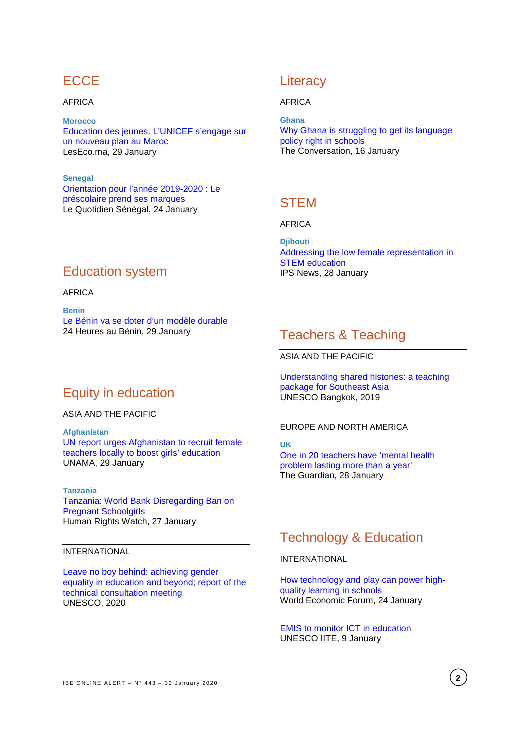## ECCE

AFRICA

**Morocco**
Education des jeunes. L'UNICEF s'engage sur un nouveau plan au Maroc
LesEco.ma, 29 January

**Senegal**
Orientation pour l'année 2019-2020 : Le préscolaire prend ses marques
Le Quotidien Sénégal, 24 January

## Education system

AFRICA

**Benin**
Le Bénin va se doter d'un modèle durable
24 Heures au Bénin, 29 January

## Equity in education

ASIA AND THE PACIFIC

**Afghanistan**
UN report urges Afghanistan to recruit female teachers locally to boost girls' education
UNAMA, 29 January

**Tanzania**
Tanzania: World Bank Disregarding Ban on Pregnant Schoolgirls
Human Rights Watch, 27 January

INTERNATIONAL

Leave no boy behind: achieving gender equality in education and beyond; report of the technical consultation meeting
UNESCO, 2020

## Literacy

AFRICA

**Ghana**
Why Ghana is struggling to get its language policy right in schools
The Conversation, 16 January

## STEM

AFRICA

**Djibouti**
Addressing the low female representation in STEM education
IPS News, 28 January

## Teachers & Teaching

ASIA AND THE PACIFIC

Understanding shared histories: a teaching package for Southeast Asia
UNESCO Bangkok, 2019

EUROPE AND NORTH AMERICA

**UK**
One in 20 teachers have 'mental health problem lasting more than a year'
The Guardian, 28 January

## Technology & Education

INTERNATIONAL

How technology and play can power high-quality learning in schools
World Economic Forum, 24 January

EMIS to monitor ICT in education
UNESCO IITE, 9 January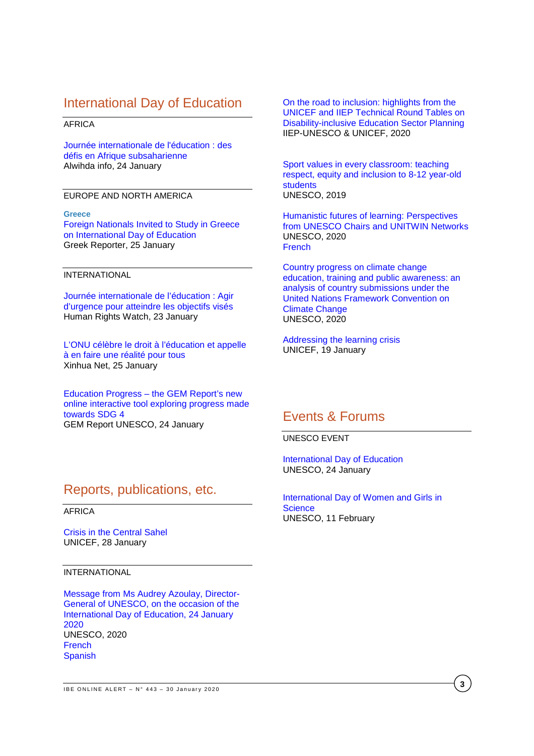## International Day of Education

AFRICA

Journée internationale de l'éducation : des défis en Afrique subsaharienne
Alwihda info, 24 January

EUROPE AND NORTH AMERICA

**Greece**
Foreign Nationals Invited to Study in Greece on International Day of Education
Greek Reporter, 25 January

INTERNATIONAL

Journée internationale de l'éducation : Agir d'urgence pour atteindre les objectifs visés
Human Rights Watch, 23 January

L'ONU célèbre le droit à l'éducation et appelle à en faire une réalité pour tous
Xinhua Net, 25 January

Education Progress – the GEM Report's new online interactive tool exploring progress made towards SDG 4
GEM Report UNESCO, 24 January

## Reports, publications, etc.

AFRICA

Crisis in the Central Sahel
UNICEF, 28 January

INTERNATIONAL

Message from Ms Audrey Azoulay, Director-General of UNESCO, on the occasion of the International Day of Education, 24 January 2020
UNESCO, 2020
French
Spanish

On the road to inclusion: highlights from the UNICEF and IIEP Technical Round Tables on Disability-inclusive Education Sector Planning
IIEP-UNESCO & UNICEF, 2020

Sport values in every classroom: teaching respect, equity and inclusion to 8-12 year-old students
UNESCO, 2019

Humanistic futures of learning: Perspectives from UNESCO Chairs and UNITWIN Networks
UNESCO, 2020
French

Country progress on climate change education, training and public awareness: an analysis of country submissions under the United Nations Framework Convention on Climate Change
UNESCO, 2020

Addressing the learning crisis
UNICEF, 19 January

## Events & Forums

UNESCO EVENT

International Day of Education
UNESCO, 24 January

International Day of Women and Girls in Science
UNESCO, 11 February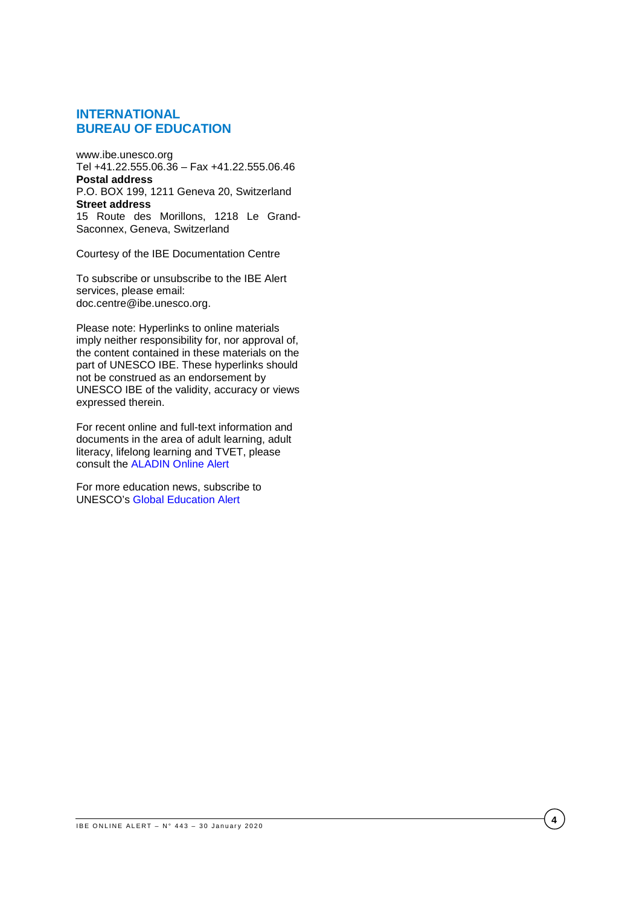## INTERNATIONAL BUREAU OF EDUCATION

www.ibe.unesco.org
Tel +41.22.555.06.36 – Fax +41.22.555.06.46
**Postal address**
P.O. BOX 199, 1211 Geneva 20, Switzerland
**Street address**
15 Route des Morillons, 1218 Le Grand-Saconnex, Geneva, Switzerland

Courtesy of the IBE Documentation Centre

To subscribe or unsubscribe to the IBE Alert services, please email: doc.centre@ibe.unesco.org.

Please note: Hyperlinks to online materials imply neither responsibility for, nor approval of, the content contained in these materials on the part of UNESCO IBE. These hyperlinks should not be construed as an endorsement by UNESCO IBE of the validity, accuracy or views expressed therein.

For recent online and full-text information and documents in the area of adult learning, adult literacy, lifelong learning and TVET, please consult the ALADIN Online Alert

For more education news, subscribe to UNESCO's Global Education Alert